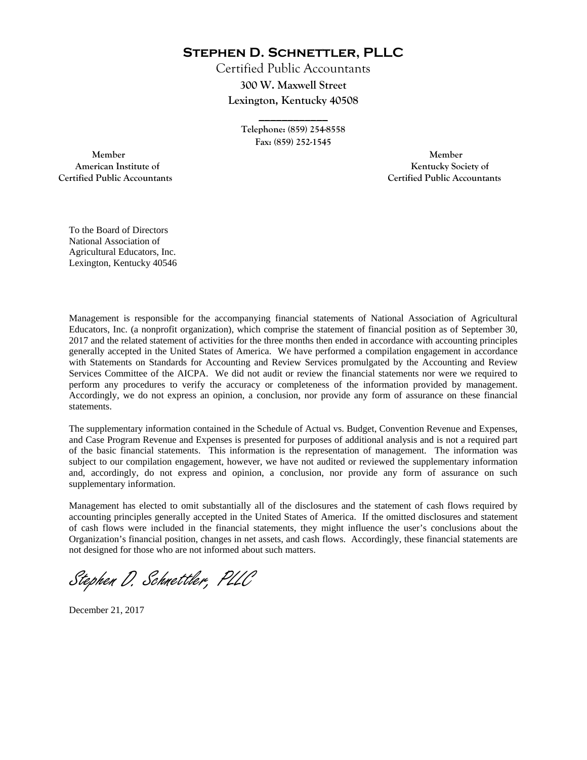# Stephen D. Schnettler, PLLC

Certified Public Accountants

**300 W. Maxwell Street**

**Lexington, Kentucky 40508**

---

**Telephone: (859) 254-8558**

**Fax: (859) 252-1545**

**Member**
**American Institute of**
**Certified Public Accountants**

**Member**
**Kentucky Society of**
**Certified Public Accountants**

To the Board of Directors
National Association of
Agricultural Educators, Inc.
Lexington, Kentucky 40546

Management is responsible for the accompanying financial statements of National Association of Agricultural Educators, Inc. (a nonprofit organization), which comprise the statement of financial position as of September 30, 2017 and the related statement of activities for the three months then ended in accordance with accounting principles generally accepted in the United States of America. We have performed a compilation engagement in accordance with Statements on Standards for Accounting and Review Services promulgated by the Accounting and Review Services Committee of the AICPA. We did not audit or review the financial statements nor were we required to perform any procedures to verify the accuracy or completeness of the information provided by management. Accordingly, we do not express an opinion, a conclusion, nor provide any form of assurance on these financial statements.

The supplementary information contained in the Schedule of Actual vs. Budget, Convention Revenue and Expenses, and Case Program Revenue and Expenses is presented for purposes of additional analysis and is not a required part of the basic financial statements. This information is the representation of management. The information was subject to our compilation engagement, however, we have not audited or reviewed the supplementary information and, accordingly, do not express and opinion, a conclusion, nor provide any form of assurance on such supplementary information.

Management has elected to omit substantially all of the disclosures and the statement of cash flows required by accounting principles generally accepted in the United States of America. If the omitted disclosures and statement of cash flows were included in the financial statements, they might influence the user's conclusions about the Organization's financial position, changes in net assets, and cash flows. Accordingly, these financial statements are not designed for those who are not informed about such matters.

*Stephen D. Schnettler, PLLC*

December 21, 2017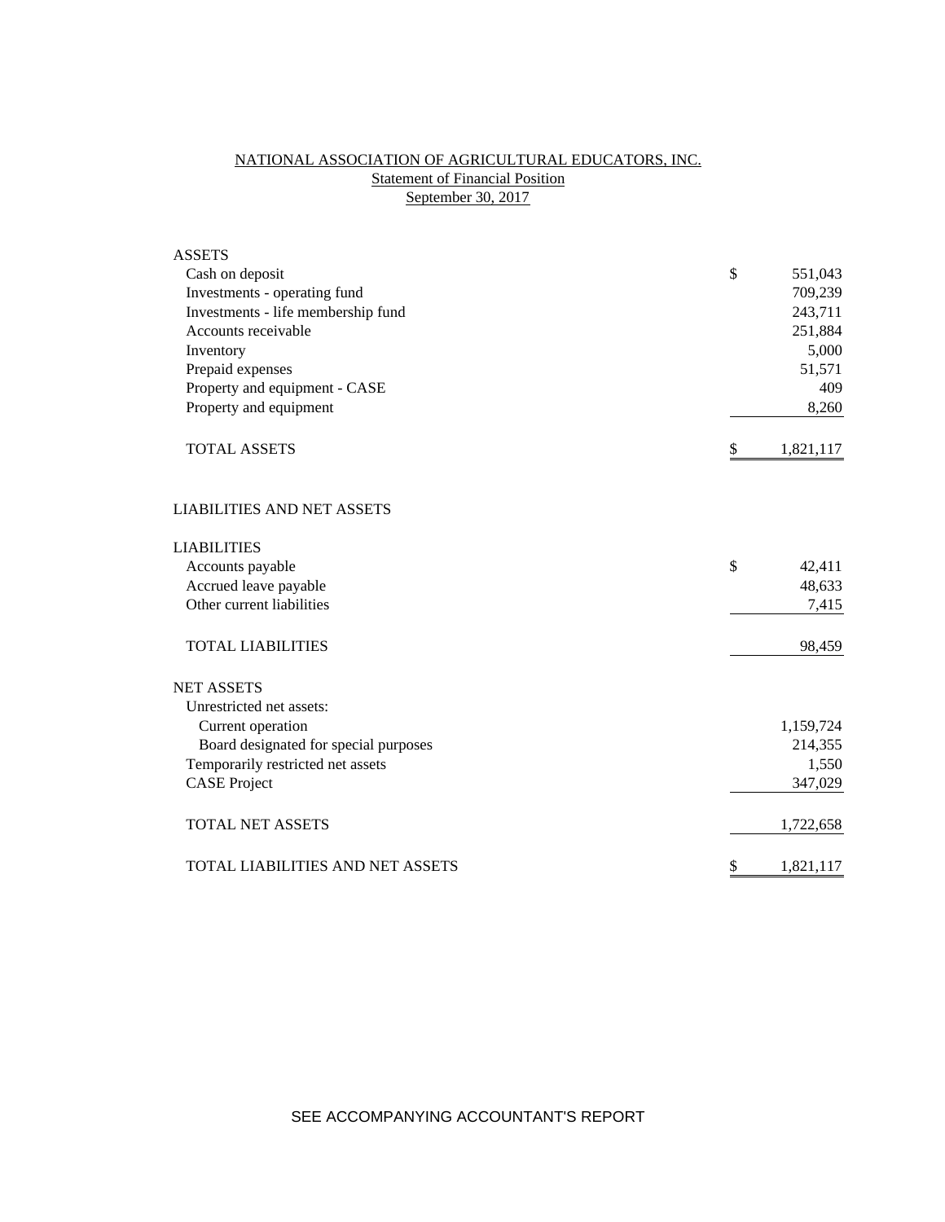NATIONAL ASSOCIATION OF AGRICULTURAL EDUCATORS, INC.
Statement of Financial Position
September 30, 2017

| | | |
|---|---|---|
| ASSETS | | |
| Cash on deposit | $ | 551,043 |
| Investments - operating fund | | 709,239 |
| Investments - life membership fund | | 243,711 |
| Accounts receivable | | 251,884 |
| Inventory | | 5,000 |
| Prepaid expenses | | 51,571 |
| Property and equipment - CASE | | 409 |
| Property and equipment | | 8,260 |
| TOTAL ASSETS | $ | 1,821,117 |
| | | |
| LIABILITIES AND NET ASSETS | | |
| | | |
| LIABILITIES | | |
| Accounts payable | $ | 42,411 |
| Accrued leave payable | | 48,633 |
| Other current liabilities | | 7,415 |
| TOTAL LIABILITIES | | 98,459 |
| | | |
| NET ASSETS | | |
| Unrestricted net assets: | | |
| Current operation | | 1,159,724 |
| Board designated for special purposes | | 214,355 |
| Temporarily restricted net assets | | 1,550 |
| CASE Project | | 347,029 |
| TOTAL NET ASSETS | | 1,722,658 |
| | | |
| TOTAL LIABILITIES AND NET ASSETS | $ | 1,821,117 |

SEE ACCOMPANYING ACCOUNTANT'S REPORT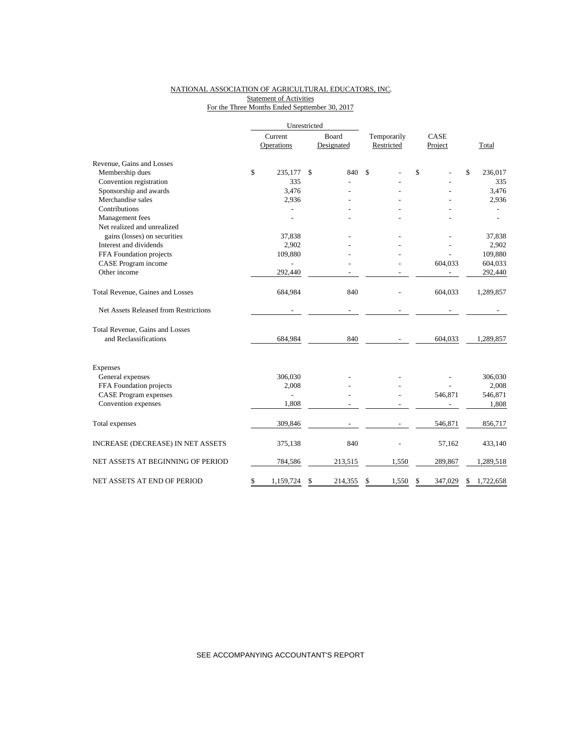NATIONAL ASSOCIATION OF AGRICULTURAL EDUCATORS, INC.
Statement of Activities
For the Three Months Ended Septtember 30, 2017

| | Unrestricted | | | | |
|---|---|---|---|---|---|
| | Current Operations | Board Designated | Temporarily Restricted | CASE Project | Total |
| Revenue, Gains and Losses | | | | | |
| Membership dues | $ 235,177 | $ 840 | $ - | $ - | $ 236,017 |
| Convention registration | 335 | - | - | - | 335 |
| Sponsorship and awards | 3,476 | - | - | - | 3,476 |
| Merchandise sales | 2,936 | - | - | - | 2,936 |
| Contributions | - | - | - | - | - |
| Management fees | - | - | - | - | - |
| Net realized and unrealized gains (losses) on securities | 37,838 | - | - | - | 37,838 |
| Interest and dividends | 2,902 | - | - | - | 2,902 |
| FFA Foundation projects | 109,880 | - | - | - | 109,880 |
| CASE Program income | - | - | - | 604,033 | 604,033 |
| Other income | 292,440 | - | - | - | 292,440 |
| Total Revenue, Gaines and Losses | 684,984 | 840 | - | 604,033 | 1,289,857 |
| Net Assets Released from Restrictions | - | - | - | - | - |
| Total Revenue, Gains and Losses and Reclassifications | 684,984 | 840 | - | 604,033 | 1,289,857 |
| Expenses | | | | | |
| General expenses | 306,030 | - | - | - | 306,030 |
| FFA Foundation projects | 2,008 | - | - | - | 2,008 |
| CASE Program expenses | - | - | - | 546,871 | 546,871 |
| Convention expenses | 1,808 | - | - | - | 1,808 |
| Total expenses | 309,846 | - | - | 546,871 | 856,717 |
| INCREASE (DECREASE) IN NET ASSETS | 375,138 | 840 | - | 57,162 | 433,140 |
| NET ASSETS AT BEGINNING OF PERIOD | 784,586 | 213,515 | 1,550 | 289,867 | 1,289,518 |
| NET ASSETS AT END OF PERIOD | $ 1,159,724 | $ 214,355 | $ 1,550 | $ 347,029 | $ 1,722,658 |

SEE ACCOMPANYING ACCOUNTANT'S REPORT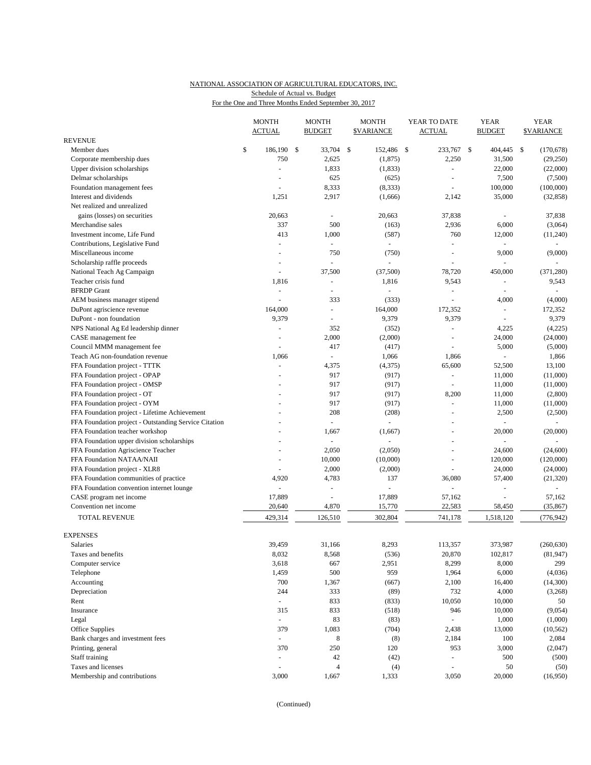NATIONAL ASSOCIATION OF AGRICULTURAL EDUCATORS, INC.
Schedule of Actual vs. Budget
For the One and Three Months Ended September 30, 2017

| | MONTH ACTUAL | MONTH BUDGET | MONTH $VARIANCE | YEAR TO DATE ACTUAL | YEAR BUDGET | YEAR $VARIANCE |
|---|---|---|---|---|---|---|
| **REVENUE** | | | | | | |
| Member dues | $ 186,190 | $ 33,704 | $ 152,486 | $ 233,767 | $ 404,445 | $ (170,678) |
| Corporate membership dues | 750 | 2,625 | (1,875) | 2,250 | 31,500 | (29,250) |
| Upper division scholarships | - | 1,833 | (1,833) | - | 22,000 | (22,000) |
| Delmar scholarships | - | 625 | (625) | - | 7,500 | (7,500) |
| Foundation management fees | - | 8,333 | (8,333) | - | 100,000 | (100,000) |
| Interest and dividends | 1,251 | 2,917 | (1,666) | 2,142 | 35,000 | (32,858) |
| Net realized and unrealized gains (losses) on securities | 20,663 | - | 20,663 | 37,838 | - | 37,838 |
| Merchandise sales | 337 | 500 | (163) | 2,936 | 6,000 | (3,064) |
| Investment income, Life Fund | 413 | 1,000 | (587) | 760 | 12,000 | (11,240) |
| Contributions, Legislative Fund | - | - | - | - | - | - |
| Miscellaneous income | - | 750 | (750) | - | 9,000 | (9,000) |
| Scholarship raffle proceeds | - | - | - | - | - | - |
| National Teach Ag Campaign | - | 37,500 | (37,500) | 78,720 | 450,000 | (371,280) |
| Teacher crisis fund | 1,816 | - | 1,816 | 9,543 | - | 9,543 |
| BFRDP Grant | - | - | - | - | - | - |
| AEM business manager stipend | - | 333 | (333) | - | 4,000 | (4,000) |
| DuPont agriscience revenue | 164,000 | - | 164,000 | 172,352 | - | 172,352 |
| DuPont - non foundation | 9,379 | - | 9,379 | 9,379 | - | 9,379 |
| NPS National Ag Ed leadership dinner | - | 352 | (352) | - | 4,225 | (4,225) |
| CASE management fee | - | 2,000 | (2,000) | - | 24,000 | (24,000) |
| Council MMM management fee | - | 417 | (417) | - | 5,000 | (5,000) |
| Teach AG non-foundation revenue | 1,066 | - | 1,066 | 1,866 | - | 1,866 |
| FFA Foundation project - TTTK | - | 4,375 | (4,375) | 65,600 | 52,500 | 13,100 |
| FFA Foundation project - OPAP | - | 917 | (917) | - | 11,000 | (11,000) |
| FFA Foundation project - OMSP | - | 917 | (917) | - | 11,000 | (11,000) |
| FFA Foundation project - OT | - | 917 | (917) | 8,200 | 11,000 | (2,800) |
| FFA Foundation project - OYM | - | 917 | (917) | - | 11,000 | (11,000) |
| FFA Foundation project - Lifetime Achievement | - | 208 | (208) | - | 2,500 | (2,500) |
| FFA Foundation project - Outstanding Service Citation | - | - | - | - | - | - |
| FFA Foundation teacher workshop | - | 1,667 | (1,667) | - | 20,000 | (20,000) |
| FFA Foundation upper division scholarships | - | - | - | - | - | - |
| FFA Foundation Agriscience Teacher | - | 2,050 | (2,050) | - | 24,600 | (24,600) |
| FFA Foundation NATAA/NAII | - | 10,000 | (10,000) | - | 120,000 | (120,000) |
| FFA Foundation project - XLR8 | - | 2,000 | (2,000) | - | 24,000 | (24,000) |
| FFA Foundation communities of practice | 4,920 | 4,783 | 137 | 36,080 | 57,400 | (21,320) |
| FFA Foundation convention internet lounge | - | - | - | - | - | - |
| CASE program net income | 17,889 | - | 17,889 | 57,162 | - | 57,162 |
| Convention net income | 20,640 | 4,870 | 15,770 | 22,583 | 58,450 | (35,867) |
| TOTAL REVENUE | 429,314 | 126,510 | 302,804 | 741,178 | 1,518,120 | (776,942) |
| **EXPENSES** | | | | | | |
| Salaries | 39,459 | 31,166 | 8,293 | 113,357 | 373,987 | (260,630) |
| Taxes and benefits | 8,032 | 8,568 | (536) | 20,870 | 102,817 | (81,947) |
| Computer service | 3,618 | 667 | 2,951 | 8,299 | 8,000 | 299 |
| Telephone | 1,459 | 500 | 959 | 1,964 | 6,000 | (4,036) |
| Accounting | 700 | 1,367 | (667) | 2,100 | 16,400 | (14,300) |
| Depreciation | 244 | 333 | (89) | 732 | 4,000 | (3,268) |
| Rent | - | 833 | (833) | 10,050 | 10,000 | 50 |
| Insurance | 315 | 833 | (518) | 946 | 10,000 | (9,054) |
| Legal | - | 83 | (83) | - | 1,000 | (1,000) |
| Office Supplies | 379 | 1,083 | (704) | 2,438 | 13,000 | (10,562) |
| Bank charges and investment fees | - | 8 | (8) | 2,184 | 100 | 2,084 |
| Printing, general | 370 | 250 | 120 | 953 | 3,000 | (2,047) |
| Staff training | - | 42 | (42) | - | 500 | (500) |
| Taxes and licenses | - | 4 | (4) | - | 50 | (50) |
| Membership and contributions | 3,000 | 1,667 | 1,333 | 3,050 | 20,000 | (16,950) |

(Continued)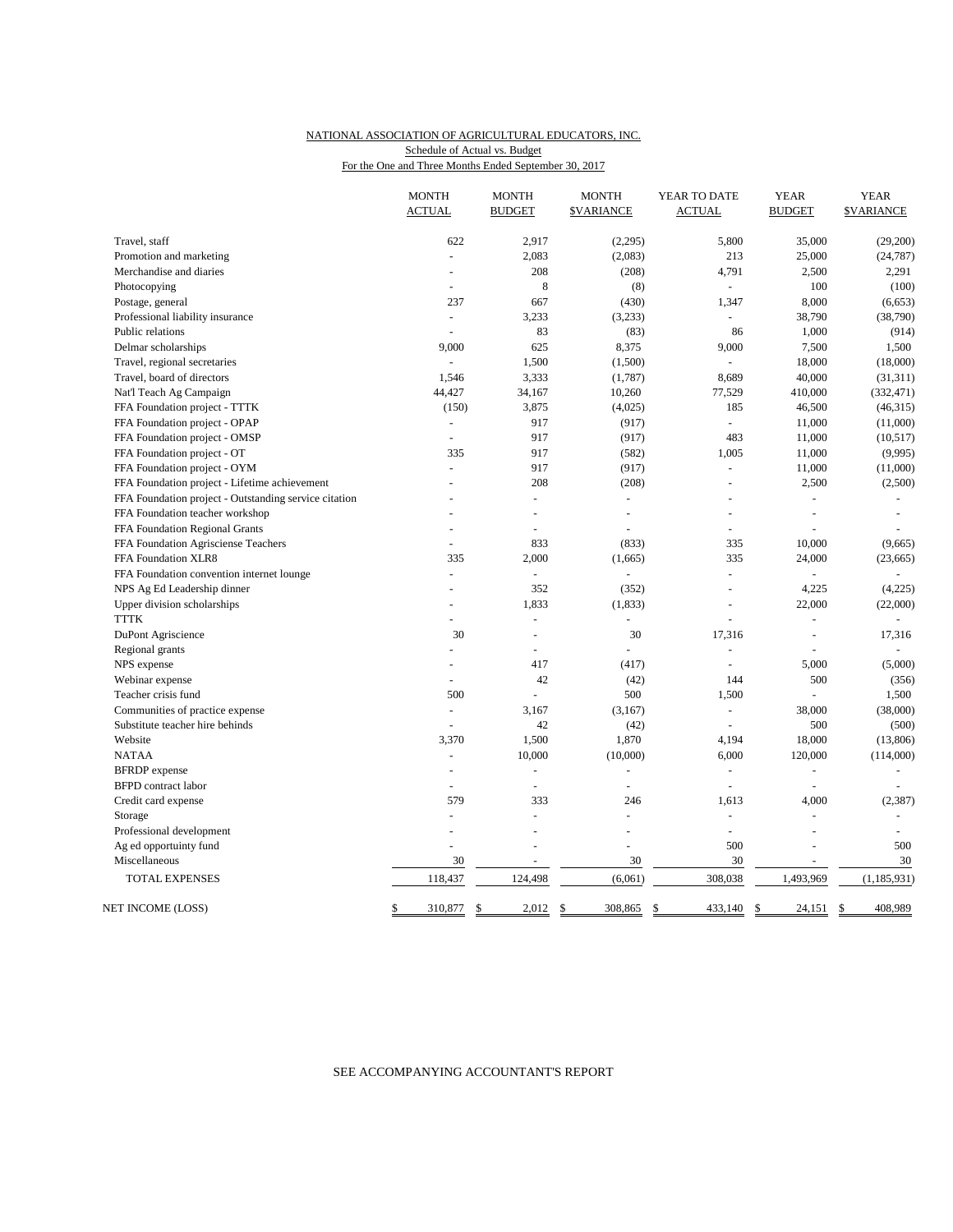NATIONAL ASSOCIATION OF AGRICULTURAL EDUCATORS, INC.

Schedule of Actual vs. Budget

For the One and Three Months Ended September 30, 2017

| | MONTH ACTUAL | MONTH BUDGET | MONTH $VARIANCE | YEAR TO DATE ACTUAL | YEAR BUDGET | YEAR $VARIANCE |
|---|---|---|---|---|---|---|
| Travel, staff | 622 | 2,917 | (2,295) | 5,800 | 35,000 | (29,200) |
| Promotion and marketing | - | 2,083 | (2,083) | 213 | 25,000 | (24,787) |
| Merchandise and diaries | - | 208 | (208) | 4,791 | 2,500 | 2,291 |
| Photocopying | - | 8 | (8) | - | 100 | (100) |
| Postage, general | 237 | 667 | (430) | 1,347 | 8,000 | (6,653) |
| Professional liability insurance | - | 3,233 | (3,233) | - | 38,790 | (38,790) |
| Public relations | - | 83 | (83) | 86 | 1,000 | (914) |
| Delmar scholarships | 9,000 | 625 | 8,375 | 9,000 | 7,500 | 1,500 |
| Travel, regional secretaries | - | 1,500 | (1,500) | - | 18,000 | (18,000) |
| Travel, board of directors | 1,546 | 3,333 | (1,787) | 8,689 | 40,000 | (31,311) |
| Nat'l Teach Ag Campaign | 44,427 | 34,167 | 10,260 | 77,529 | 410,000 | (332,471) |
| FFA Foundation project - TTTK | (150) | 3,875 | (4,025) | 185 | 46,500 | (46,315) |
| FFA Foundation project - OPAP | - | 917 | (917) | - | 11,000 | (11,000) |
| FFA Foundation project - OMSP | - | 917 | (917) | 483 | 11,000 | (10,517) |
| FFA Foundation project - OT | 335 | 917 | (582) | 1,005 | 11,000 | (9,995) |
| FFA Foundation project - OYM | - | 917 | (917) | - | 11,000 | (11,000) |
| FFA Foundation project - Lifetime achievement | - | 208 | (208) | - | 2,500 | (2,500) |
| FFA Foundation project - Outstanding service citation | - | - | - | - | - | - |
| FFA Foundation teacher workshop | - | - | - | - | - | - |
| FFA Foundation Regional Grants | - | - | - | - | - | - |
| FFA Foundation Agrisciense Teachers | - | 833 | (833) | 335 | 10,000 | (9,665) |
| FFA Foundation XLR8 | 335 | 2,000 | (1,665) | 335 | 24,000 | (23,665) |
| FFA Foundation convention internet lounge | - | - | - | - | - | - |
| NPS Ag Ed Leadership dinner | - | 352 | (352) | - | 4,225 | (4,225) |
| Upper division scholarships | - | 1,833 | (1,833) | - | 22,000 | (22,000) |
| TTTK | - | - | - | - | - | - |
| DuPont Agriscience | 30 | - | 30 | 17,316 | - | 17,316 |
| Regional grants | - | - | - | - | - | - |
| NPS expense | - | 417 | (417) | - | 5,000 | (5,000) |
| Webinar expense | - | 42 | (42) | 144 | 500 | (356) |
| Teacher crisis fund | 500 | - | 500 | 1,500 | - | 1,500 |
| Communities of practice expense | - | 3,167 | (3,167) | - | 38,000 | (38,000) |
| Substitute teacher hire behinds | - | 42 | (42) | - | 500 | (500) |
| Website | 3,370 | 1,500 | 1,870 | 4,194 | 18,000 | (13,806) |
| NATAA | - | 10,000 | (10,000) | 6,000 | 120,000 | (114,000) |
| BFRDP expense | - | - | - | - | - | - |
| BFPD contract labor | - | - | - | - | - | - |
| Credit card expense | 579 | 333 | 246 | 1,613 | 4,000 | (2,387) |
| Storage | - | - | - | - | - | - |
| Professional development | - | - | - | - | - | - |
| Ag ed opportuinty fund | - | - | - | 500 | - | 500 |
| Miscellaneous | 30 | - | 30 | 30 | - | 30 |
| TOTAL EXPENSES | 118,437 | 124,498 | (6,061) | 308,038 | 1,493,969 | (1,185,931) |
| NET INCOME (LOSS) | $ 310,877 | $ 2,012 | $ 308,865 | $ 433,140 | $ 24,151 | $ 408,989 |

SEE ACCOMPANYING ACCOUNTANT'S REPORT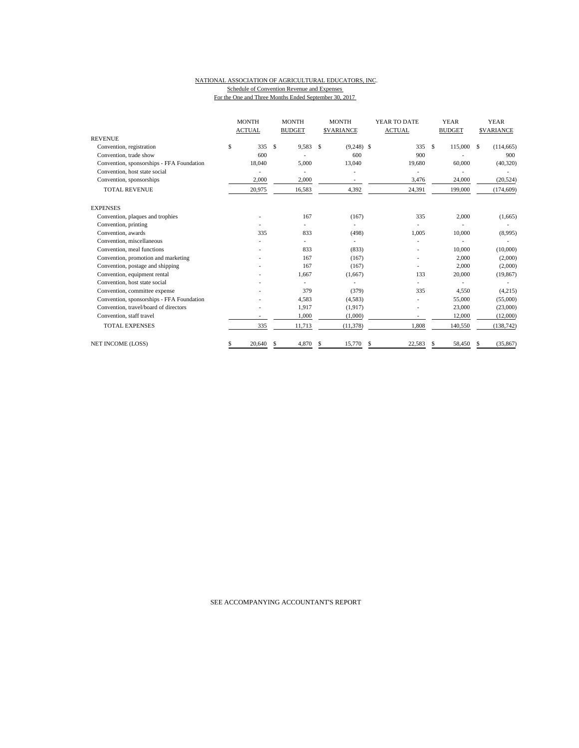NATIONAL ASSOCIATION OF AGRICULTURAL EDUCATORS, INC.

Schedule of Convention Revenue and Expenses

For the One and Three Months Ended September 30, 2017

| | MONTH ACTUAL | MONTH BUDGET | MONTH $VARIANCE | YEAR TO DATE ACTUAL | YEAR BUDGET | YEAR $VARIANCE |
|---|---|---|---|---|---|---|
| **REVENUE** | | | | | | |
| Convention, registration | $ 335 | $ 9,583 | $ (9,248) | $ 335 | $ 115,000 | $ (114,665) |
| Convention, trade show | 600 | - | 600 | 900 | - | 900 |
| Convention, sponsorships - FFA Foundation | 18,040 | 5,000 | 13,040 | 19,680 | 60,000 | (40,320) |
| Convention, host state social | - | - | - | - | - | - |
| Convention, sponsorships | 2,000 | 2,000 | - | 3,476 | 24,000 | (20,524) |
| TOTAL REVENUE | 20,975 | 16,583 | 4,392 | 24,391 | 199,000 | (174,609) |
| **EXPENSES** | | | | | | |
| Convention, plaques and trophies | - | 167 | (167) | 335 | 2,000 | (1,665) |
| Convention, printing | - | - | - | - | - | - |
| Convention, awards | 335 | 833 | (498) | 1,005 | 10,000 | (8,995) |
| Convention, miscellaneous | - | - | - | - | - | - |
| Convention, meal functions | - | 833 | (833) | - | 10,000 | (10,000) |
| Convention, promotion and marketing | - | 167 | (167) | - | 2,000 | (2,000) |
| Convention, postage and shipping | - | 167 | (167) | - | 2,000 | (2,000) |
| Convention, equipment rental | - | 1,667 | (1,667) | 133 | 20,000 | (19,867) |
| Convention, host state social | - | - | - | - | - | - |
| Convention, committee expense | - | 379 | (379) | 335 | 4,550 | (4,215) |
| Convention, sponsorships - FFA Foundation | - | 4,583 | (4,583) | - | 55,000 | (55,000) |
| Convention, travel/board of directors | - | 1,917 | (1,917) | - | 23,000 | (23,000) |
| Convention, staff travel | - | 1,000 | (1,000) | - | 12,000 | (12,000) |
| TOTAL EXPENSES | 335 | 11,713 | (11,378) | 1,808 | 140,550 | (138,742) |
| NET INCOME (LOSS) | $ 20,640 | $ 4,870 | $ 15,770 | $ 22,583 | $ 58,450 | $ (35,867) |

SEE ACCOMPANYING ACCOUNTANT'S REPORT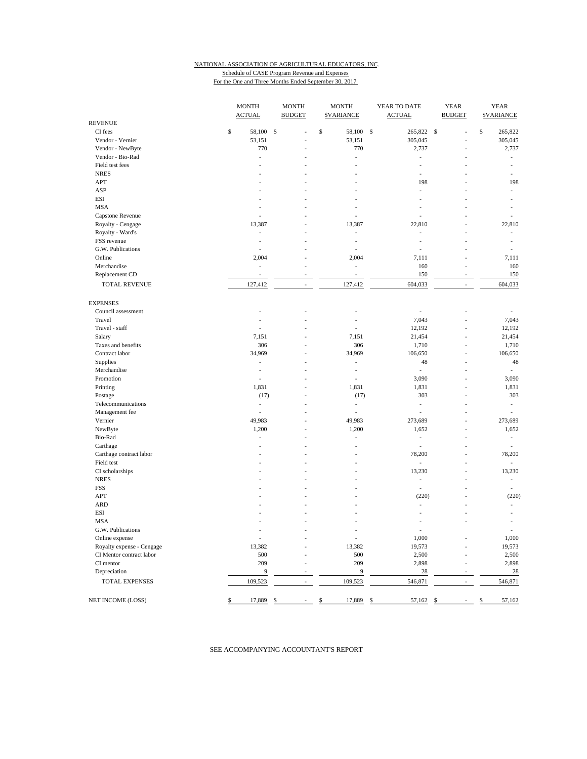NATIONAL ASSOCIATION OF AGRICULTURAL EDUCATORS, INC.

Schedule of CASE Program Revenue and Expenses

For the One and Three Months Ended September 30, 2017

| | MONTH ACTUAL | MONTH BUDGET | MONTH $VARIANCE | YEAR TO DATE ACTUAL | YEAR BUDGET | YEAR $VARIANCE |
|---|---|---|---|---|---|---|
| REVENUE | | | | | | |
| CI fees | $ 58,100 | $ - | $ 58,100 | $ 265,822 | $ - | $ 265,822 |
| Vendor - Vernier | 53,151 | - | 53,151 | 305,045 | - | 305,045 |
| Vendor - NewByte | 770 | - | 770 | 2,737 | - | 2,737 |
| Vendor - Bio-Rad | - | - | - | - | - | - |
| Field test fees | - | - | - | - | - | - |
| NRES | - | - | - | - | - | - |
| APT | - | - | - | 198 | - | 198 |
| ASP | - | - | - | - | - | - |
| ESI | - | - | - | - | - | - |
| MSA | - | - | - | - | - | - |
| Capstone Revenue | - | - | - | - | - | - |
| Royalty - Cengage | 13,387 | - | 13,387 | 22,810 | - | 22,810 |
| Royalty - Ward's | - | - | - | - | - | - |
| FSS revenue | - | - | - | - | - | - |
| G.W. Publications | - | - | - | - | - | - |
| Online | 2,004 | - | 2,004 | 7,111 | - | 7,111 |
| Merchandise | - | - | - | 160 | - | 160 |
| Replacement CD | - | - | - | 150 | - | 150 |
| TOTAL REVENUE | 127,412 | - | 127,412 | 604,033 | - | 604,033 |
| EXPENSES | | | | | | |
| Council assessment | - | - | - | - | - | - |
| Travel | - | - | - | 7,043 | - | 7,043 |
| Travel - staff | - | - | - | 12,192 | - | 12,192 |
| Salary | 7,151 | - | 7,151 | 21,454 | - | 21,454 |
| Taxes and benefits | 306 | - | 306 | 1,710 | - | 1,710 |
| Contract labor | 34,969 | - | 34,969 | 106,650 | - | 106,650 |
| Supplies | - | - | - | 48 | - | 48 |
| Merchandise | - | - | - | - | - | - |
| Promotion | - | - | - | 3,090 | - | 3,090 |
| Printing | 1,831 | - | 1,831 | 1,831 | - | 1,831 |
| Postage | (17) | - | (17) | 303 | - | 303 |
| Telecommunications | - | - | - | - | - | - |
| Management fee | - | - | - | - | - | - |
| Vernier | 49,983 | - | 49,983 | 273,689 | - | 273,689 |
| NewByte | 1,200 | - | 1,200 | 1,652 | - | 1,652 |
| Bio-Rad | - | - | - | - | - | - |
| Carthage | - | - | - | - | - | - |
| Carthage contract labor | - | - | - | 78,200 | - | 78,200 |
| Field test | - | - | - | - | - | - |
| CI scholarships | - | - | - | 13,230 | - | 13,230 |
| NRES | - | - | - | - | - | - |
| FSS | - | - | - | - | - | - |
| APT | - | - | - | (220) | - | (220) |
| ARD | - | - | - | - | - | - |
| ESI | - | - | - | - | - | - |
| MSA | - | - | - | - | - | - |
| G.W. Publications | - | - | - | - | - | - |
| Online expense | - | - | - | 1,000 | - | 1,000 |
| Royalty expense - Cengage | 13,382 | - | 13,382 | 19,573 | - | 19,573 |
| CI Mentor contract labor | 500 | - | 500 | 2,500 | - | 2,500 |
| CI mentor | 209 | - | 209 | 2,898 | - | 2,898 |
| Depreciation | 9 | - | 9 | 28 | - | 28 |
| TOTAL EXPENSES | 109,523 | - | 109,523 | 546,871 | - | 546,871 |
| NET INCOME (LOSS) | $ 17,889 | $ - | $ 17,889 | $ 57,162 | $ - | $ 57,162 |

SEE ACCOMPANYING ACCOUNTANT'S REPORT